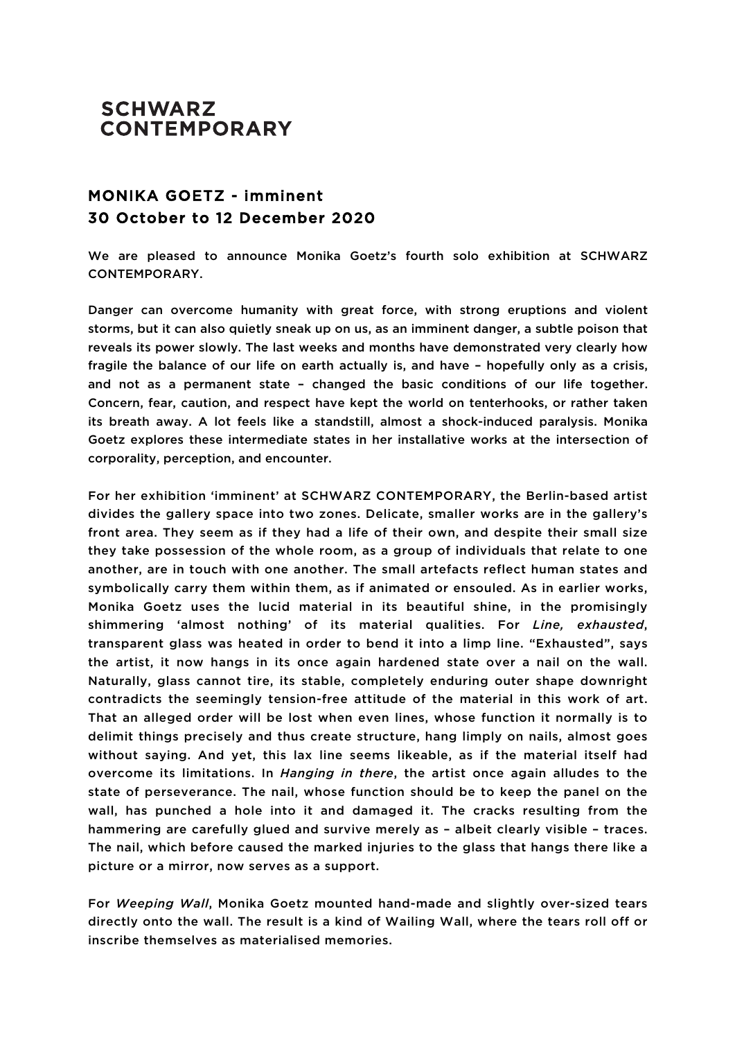# SCHWARZ CONTEMPORARY

## MONIKA GOETZ - imminent
## 30 October to 12 December 2020

We are pleased to announce Monika Goetz's fourth solo exhibition at SCHWARZ CONTEMPORARY.

Danger can overcome humanity with great force, with strong eruptions and violent storms, but it can also quietly sneak up on us, as an imminent danger, a subtle poison that reveals its power slowly. The last weeks and months have demonstrated very clearly how fragile the balance of our life on earth actually is, and have – hopefully only as a crisis, and not as a permanent state – changed the basic conditions of our life together. Concern, fear, caution, and respect have kept the world on tenterhooks, or rather taken its breath away. A lot feels like a standstill, almost a shock-induced paralysis. Monika Goetz explores these intermediate states in her installative works at the intersection of corporality, perception, and encounter.

For her exhibition 'imminent' at SCHWARZ CONTEMPORARY, the Berlin-based artist divides the gallery space into two zones. Delicate, smaller works are in the gallery's front area. They seem as if they had a life of their own, and despite their small size they take possession of the whole room, as a group of individuals that relate to one another, are in touch with one another. The small artefacts reflect human states and symbolically carry them within them, as if animated or ensouled. As in earlier works, Monika Goetz uses the lucid material in its beautiful shine, in the promisingly shimmering 'almost nothing' of its material qualities. For *Line, exhausted*, transparent glass was heated in order to bend it into a limp line. "Exhausted", says the artist, it now hangs in its once again hardened state over a nail on the wall. Naturally, glass cannot tire, its stable, completely enduring outer shape downright contradicts the seemingly tension-free attitude of the material in this work of art. That an alleged order will be lost when even lines, whose function it normally is to delimit things precisely and thus create structure, hang limply on nails, almost goes without saying. And yet, this lax line seems likeable, as if the material itself had overcome its limitations. In *Hanging in there*, the artist once again alludes to the state of perseverance. The nail, whose function should be to keep the panel on the wall, has punched a hole into it and damaged it. The cracks resulting from the hammering are carefully glued and survive merely as – albeit clearly visible – traces. The nail, which before caused the marked injuries to the glass that hangs there like a picture or a mirror, now serves as a support.

For *Weeping Wall*, Monika Goetz mounted hand-made and slightly over-sized tears directly onto the wall. The result is a kind of Wailing Wall, where the tears roll off or inscribe themselves as materialised memories.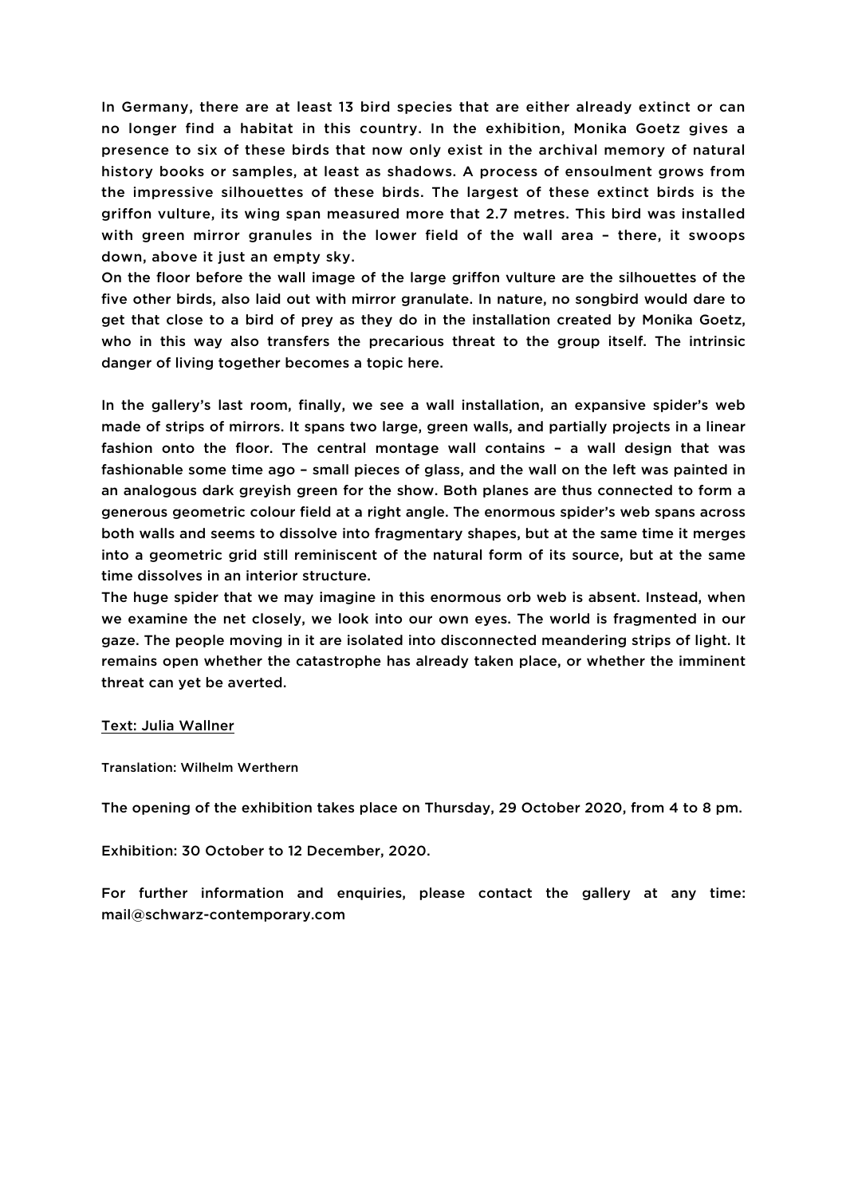In Germany, there are at least 13 bird species that are either already extinct or can no longer find a habitat in this country. In the exhibition, Monika Goetz gives a presence to six of these birds that now only exist in the archival memory of natural history books or samples, at least as shadows. A process of ensoulment grows from the impressive silhouettes of these birds. The largest of these extinct birds is the griffon vulture, its wing span measured more that 2.7 metres. This bird was installed with green mirror granules in the lower field of the wall area – there, it swoops down, above it just an empty sky.
On the floor before the wall image of the large griffon vulture are the silhouettes of the five other birds, also laid out with mirror granulate. In nature, no songbird would dare to get that close to a bird of prey as they do in the installation created by Monika Goetz, who in this way also transfers the precarious threat to the group itself. The intrinsic danger of living together becomes a topic here.

In the gallery's last room, finally, we see a wall installation, an expansive spider's web made of strips of mirrors. It spans two large, green walls, and partially projects in a linear fashion onto the floor. The central montage wall contains – a wall design that was fashionable some time ago – small pieces of glass, and the wall on the left was painted in an analogous dark greyish green for the show. Both planes are thus connected to form a generous geometric colour field at a right angle. The enormous spider's web spans across both walls and seems to dissolve into fragmentary shapes, but at the same time it merges into a geometric grid still reminiscent of the natural form of its source, but at the same time dissolves in an interior structure.
The huge spider that we may imagine in this enormous orb web is absent. Instead, when we examine the net closely, we look into our own eyes. The world is fragmented in our gaze. The people moving in it are isolated into disconnected meandering strips of light. It remains open whether the catastrophe has already taken place, or whether the imminent threat can yet be averted.

Text: Julia Wallner

Translation: Wilhelm Werthern

The opening of the exhibition takes place on Thursday, 29 October 2020, from 4 to 8 pm.

Exhibition: 30 October to 12 December, 2020.

For further information and enquiries, please contact the gallery at any time: mail@schwarz-contemporary.com